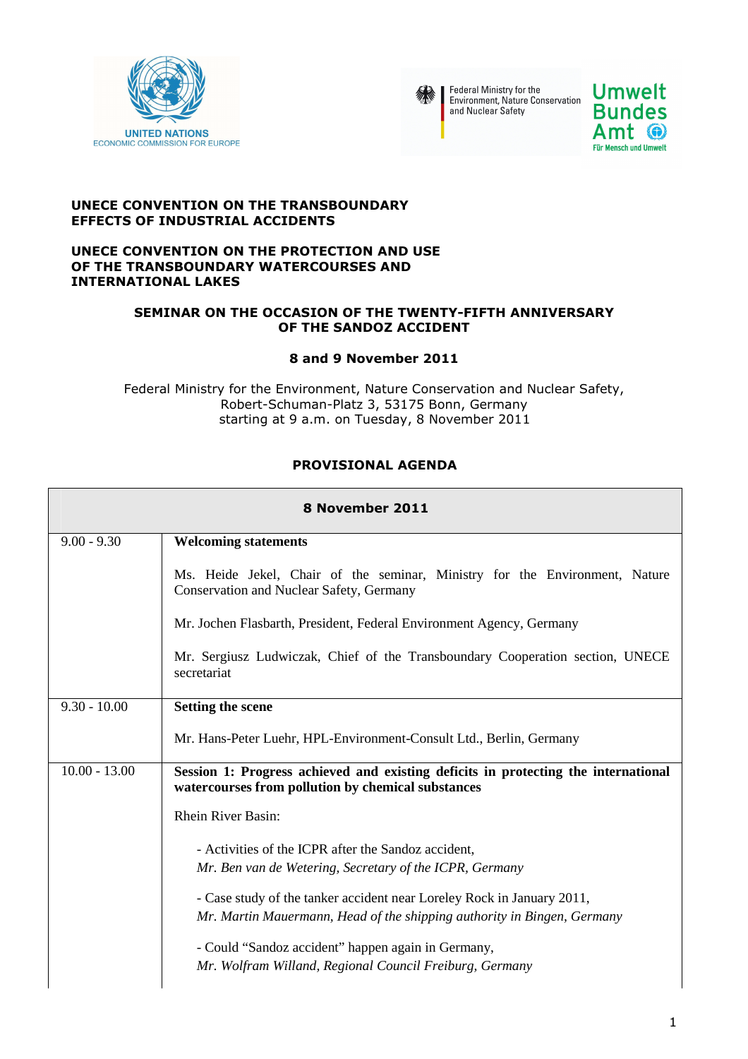UNITED NATIONS
ECONOMIC COMMISSION FOR EUROPE

Federal Ministry for the Environment, Nature Conservation and Nuclear Safety

Umwelt Bundes Amt
Für Mensch und Umwelt

**UNECE CONVENTION ON THE TRANSBOUNDARY EFFECTS OF INDUSTRIAL ACCIDENTS**

**UNECE CONVENTION ON THE PROTECTION AND USE OF THE TRANSBOUNDARY WATERCOURSES AND INTERNATIONAL LAKES**

## SEMINAR ON THE OCCASION OF THE TWENTY-FIFTH ANNIVERSARY OF THE SANDOZ ACCIDENT

**8 and 9 November 2011**

Federal Ministry for the Environment, Nature Conservation and Nuclear Safety,
Robert-Schuman-Platz 3, 53175 Bonn, Germany
starting at 9 a.m. on Tuesday, 8 November 2011

## PROVISIONAL AGENDA

| **8 November 2011** | |
|---|---|
| 9.00 - 9.30 | **Welcoming statements**<br><br>Ms. Heide Jekel, Chair of the seminar, Ministry for the Environment, Nature Conservation and Nuclear Safety, Germany<br><br>Mr. Jochen Flasbarth, President, Federal Environment Agency, Germany<br><br>Mr. Sergiusz Ludwiczak, Chief of the Transboundary Cooperation section, UNECE secretariat |
| 9.30 - 10.00 | **Setting the scene**<br><br>Mr. Hans-Peter Luehr, HPL-Environment-Consult Ltd., Berlin, Germany |
| 10.00 - 13.00 | **Session 1: Progress achieved and existing deficits in protecting the international watercourses from pollution by chemical substances**<br><br>Rhein River Basin:<br><br>- Activities of the ICPR after the Sandoz accident,<br>*Mr. Ben van de Wetering, Secretary of the ICPR, Germany*<br><br>- Case study of the tanker accident near Loreley Rock in January 2011,<br>*Mr. Martin Mauermann, Head of the shipping authority in Bingen, Germany*<br><br>- Could "Sandoz accident" happen again in Germany,<br>*Mr. Wolfram Willand, Regional Council Freiburg, Germany* |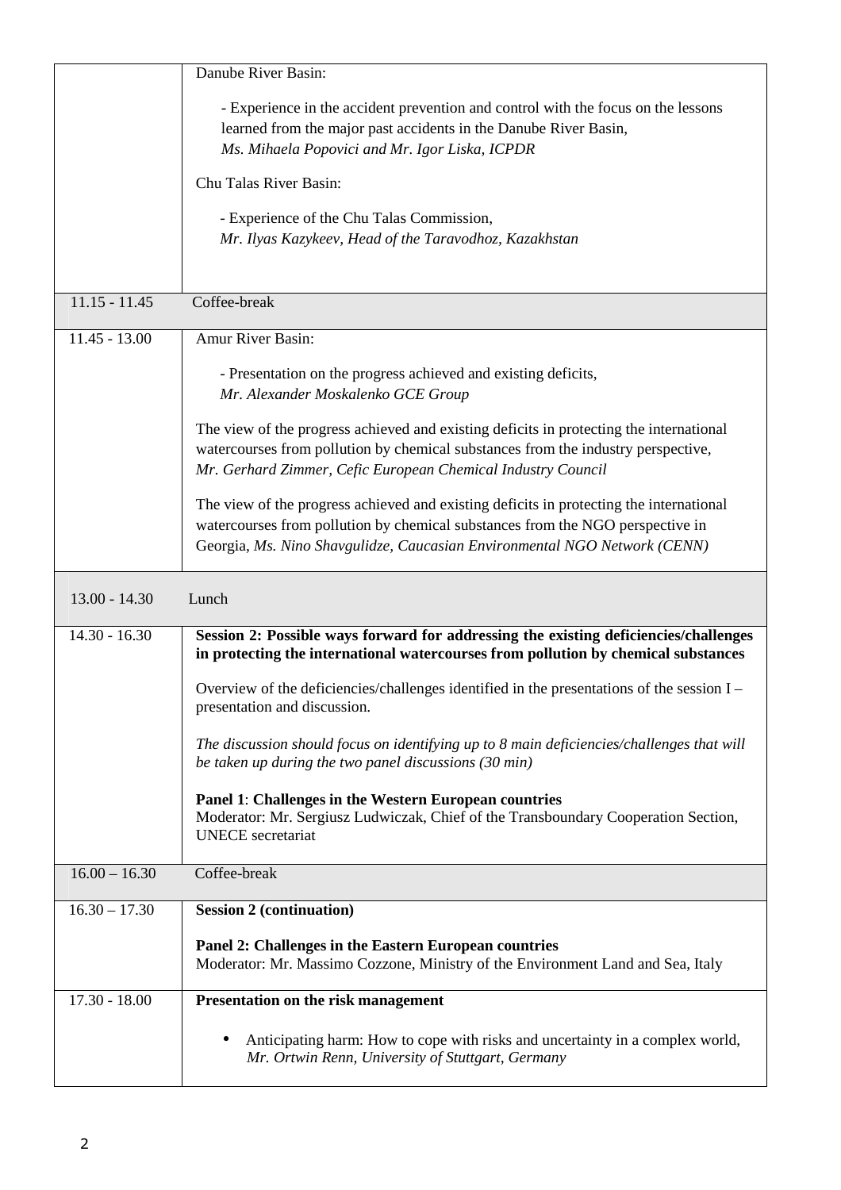| | |
|---|---|
| | Danube River Basin:<br><br>- Experience in the accident prevention and control with the focus on the lessons learned from the major past accidents in the Danube River Basin, *Ms. Mihaela Popovici and Mr. Igor Liska, ICPDR*<br><br>Chu Talas River Basin:<br><br>- Experience of the Chu Talas Commission, *Mr. Ilyas Kazykeev, Head of the Taravodhoz, Kazakhstan* |
| 11.15 - 11.45 | Coffee-break |
| 11.45 - 13.00 | Amur River Basin:<br><br>- Presentation on the progress achieved and existing deficits, *Mr. Alexander Moskalenko GCE Group*<br><br>The view of the progress achieved and existing deficits in protecting the international watercourses from pollution by chemical substances from the industry perspective, *Mr. Gerhard Zimmer, Cefic European Chemical Industry Council*<br><br>The view of the progress achieved and existing deficits in protecting the international watercourses from pollution by chemical substances from the NGO perspective in Georgia, *Ms. Nino Shavgulidze, Caucasian Environmental NGO Network (CENN)* |
| 13.00 - 14.30 | Lunch |
| 14.30 - 16.30 | **Session 2: Possible ways forward for addressing the existing deficiencies/challenges in protecting the international watercourses from pollution by chemical substances**<br><br>Overview of the deficiencies/challenges identified in the presentations of the session I – presentation and discussion.<br><br>*The discussion should focus on identifying up to 8 main deficiencies/challenges that will be taken up during the two panel discussions (30 min)*<br><br>**Panel 1**: **Challenges in the Western European countries**<br>Moderator: Mr. Sergiusz Ludwiczak, Chief of the Transboundary Cooperation Section, UNECE secretariat |
| 16.00 – 16.30 | Coffee-break |
| 16.30 – 17.30 | **Session 2 (continuation)**<br><br>**Panel 2: Challenges in the Eastern European countries**<br>Moderator: Mr. Massimo Cozzone, Ministry of the Environment Land and Sea, Italy |
| 17.30 - 18.00 | **Presentation on the risk management**<br><br>• Anticipating harm: How to cope with risks and uncertainty in a complex world, *Mr. Ortwin Renn, University of Stuttgart, Germany* |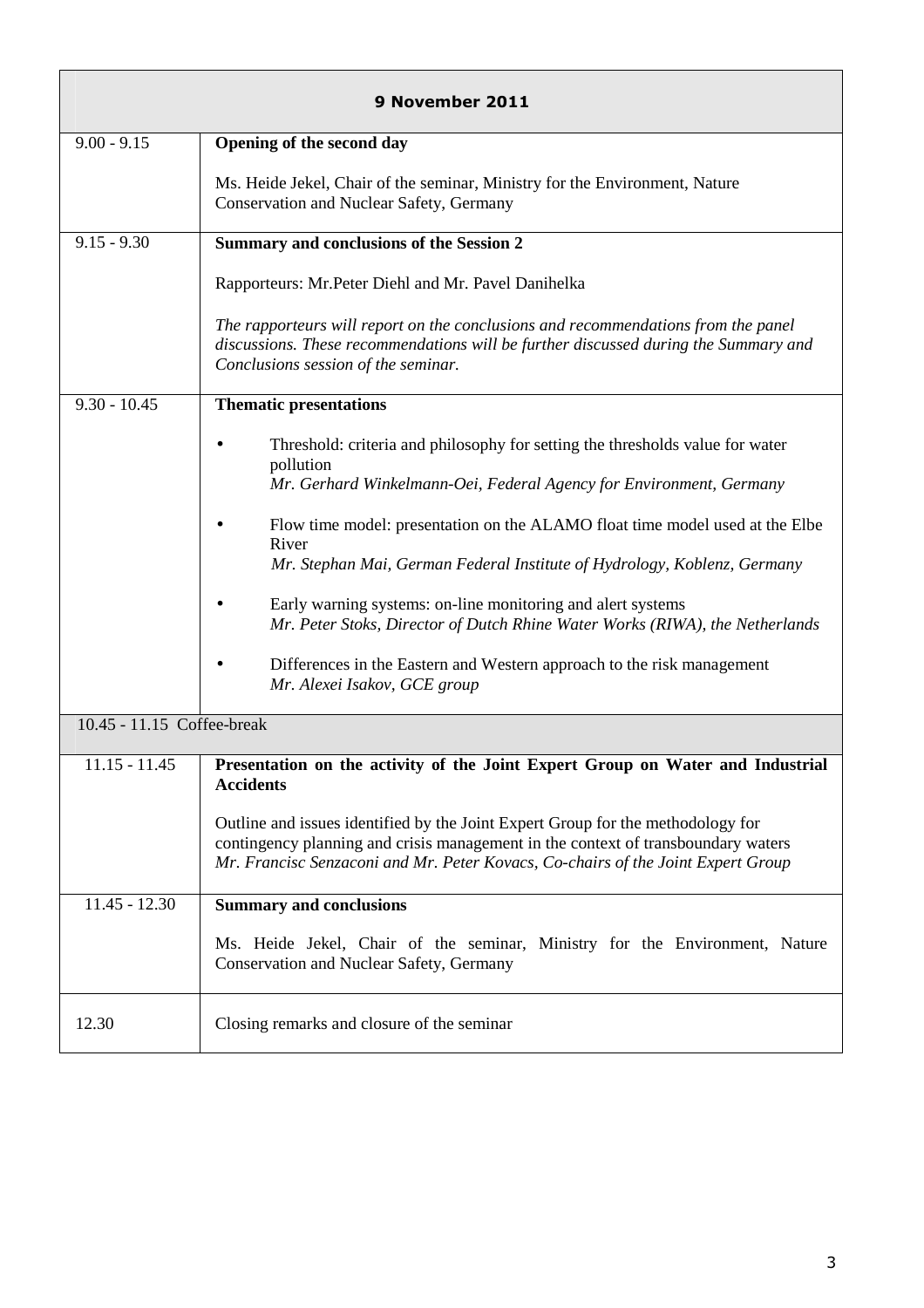| 9 November 2011 | |
|---|---|
| 9.00 - 9.15 | **Opening of the second day**<br><br>Ms. Heide Jekel, Chair of the seminar, Ministry for the Environment, Nature Conservation and Nuclear Safety, Germany |
| 9.15 - 9.30 | **Summary and conclusions of the Session 2**<br><br>Rapporteurs: Mr.Peter Diehl and Mr. Pavel Danihelka<br><br>*The rapporteurs will report on the conclusions and recommendations from the panel discussions. These recommendations will be further discussed during the Summary and Conclusions session of the seminar.* |
| 9.30 - 10.45 | **Thematic presentations**<br><br>• Threshold: criteria and philosophy for setting the thresholds value for water pollution<br>*Mr. Gerhard Winkelmann-Oei, Federal Agency for Environment, Germany*<br><br>• Flow time model: presentation on the ALAMO float time model used at the Elbe River<br>*Mr. Stephan Mai, German Federal Institute of Hydrology, Koblenz, Germany*<br><br>• Early warning systems: on-line monitoring and alert systems<br>*Mr. Peter Stoks, Director of Dutch Rhine Water Works (RIWA), the Netherlands*<br><br>• Differences in the Eastern and Western approach to the risk management<br>*Mr. Alexei Isakov, GCE group* |
| 10.45 - 11.15 Coffee-break | |
| 11.15 - 11.45 | **Presentation on the activity of the Joint Expert Group on Water and Industrial Accidents**<br><br>Outline and issues identified by the Joint Expert Group for the methodology for contingency planning and crisis management in the context of transboundary waters<br>*Mr. Francisc Senzaconi and Mr. Peter Kovacs, Co-chairs of the Joint Expert Group* |
| 11.45 - 12.30 | **Summary and conclusions**<br><br>Ms. Heide Jekel, Chair of the seminar, Ministry for the Environment, Nature Conservation and Nuclear Safety, Germany |
| 12.30 | Closing remarks and closure of the seminar |